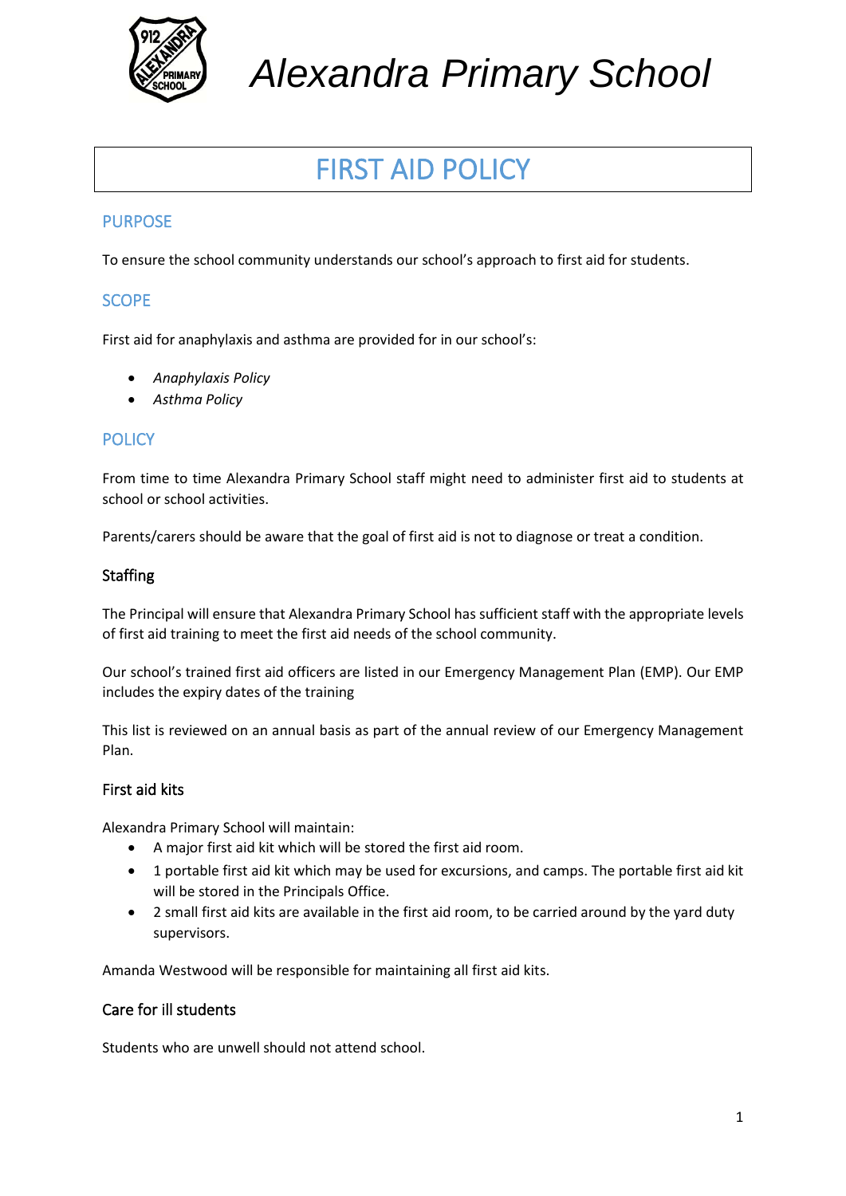# Alexandra Primary School

# FIRST AID POLICY

## PURPOSE

To ensure the school community understands our school's approach to first aid for students.

## SCOPE

First aid for anaphylaxis and asthma are provided for in our school's:

- *Anaphylaxis Policy*
- *Asthma Policy*

## POLICY

From time to time Alexandra Primary School staff might need to administer first aid to students at school or school activities.

Parents/carers should be aware that the goal of first aid is not to diagnose or treat a condition.

### Staffing

The Principal will ensure that Alexandra Primary School has sufficient staff with the appropriate levels of first aid training to meet the first aid needs of the school community.

Our school's trained first aid officers are listed in our Emergency Management Plan (EMP). Our EMP includes the expiry dates of the training

This list is reviewed on an annual basis as part of the annual review of our Emergency Management Plan.

### First aid kits

Alexandra Primary School will maintain:

- A major first aid kit which will be stored the first aid room.
- 1 portable first aid kit which may be used for excursions, and camps. The portable first aid kit will be stored in the Principals Office.
- 2 small first aid kits are available in the first aid room, to be carried around by the yard duty supervisors.

Amanda Westwood will be responsible for maintaining all first aid kits.

### Care for ill students

Students who are unwell should not attend school.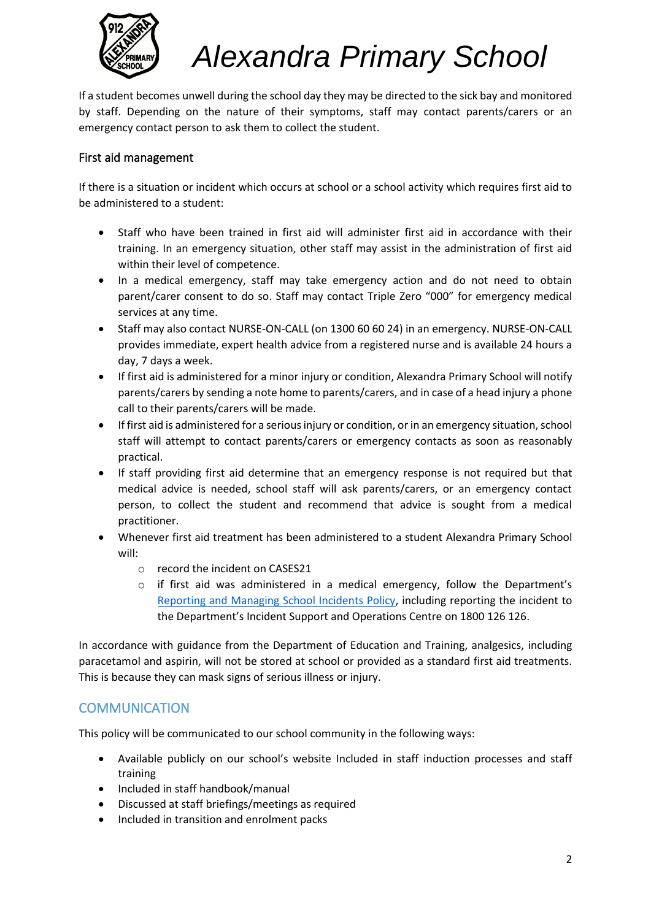If a student becomes unwell during the school day they may be directed to the sick bay and monitored by staff. Depending on the nature of their symptoms, staff may contact parents/carers or an emergency contact person to ask them to collect the student.

### First aid management

If there is a situation or incident which occurs at school or a school activity which requires first aid to be administered to a student:

- Staff who have been trained in first aid will administer first aid in accordance with their training. In an emergency situation, other staff may assist in the administration of first aid within their level of competence.
- In a medical emergency, staff may take emergency action and do not need to obtain parent/carer consent to do so. Staff may contact Triple Zero "000" for emergency medical services at any time.
- Staff may also contact NURSE-ON-CALL (on 1300 60 60 24) in an emergency. NURSE-ON-CALL provides immediate, expert health advice from a registered nurse and is available 24 hours a day, 7 days a week.
- If first aid is administered for a minor injury or condition, Alexandra Primary School will notify parents/carers by sending a note home to parents/carers, and in case of a head injury a phone call to their parents/carers will be made.
- If first aid is administered for a serious injury or condition, or in an emergency situation, school staff will attempt to contact parents/carers or emergency contacts as soon as reasonably practical.
- If staff providing first aid determine that an emergency response is not required but that medical advice is needed, school staff will ask parents/carers, or an emergency contact person, to collect the student and recommend that advice is sought from a medical practitioner.
- Whenever first aid treatment has been administered to a student Alexandra Primary School will:
  - record the incident on CASES21
  - if first aid was administered in a medical emergency, follow the Department's Reporting and Managing School Incidents Policy, including reporting the incident to the Department's Incident Support and Operations Centre on 1800 126 126.

In accordance with guidance from the Department of Education and Training, analgesics, including paracetamol and aspirin, will not be stored at school or provided as a standard first aid treatments. This is because they can mask signs of serious illness or injury.

## COMMUNICATION

This policy will be communicated to our school community in the following ways:

- Available publicly on our school's website Included in staff induction processes and staff training
- Included in staff handbook/manual
- Discussed at staff briefings/meetings as required
- Included in transition and enrolment packs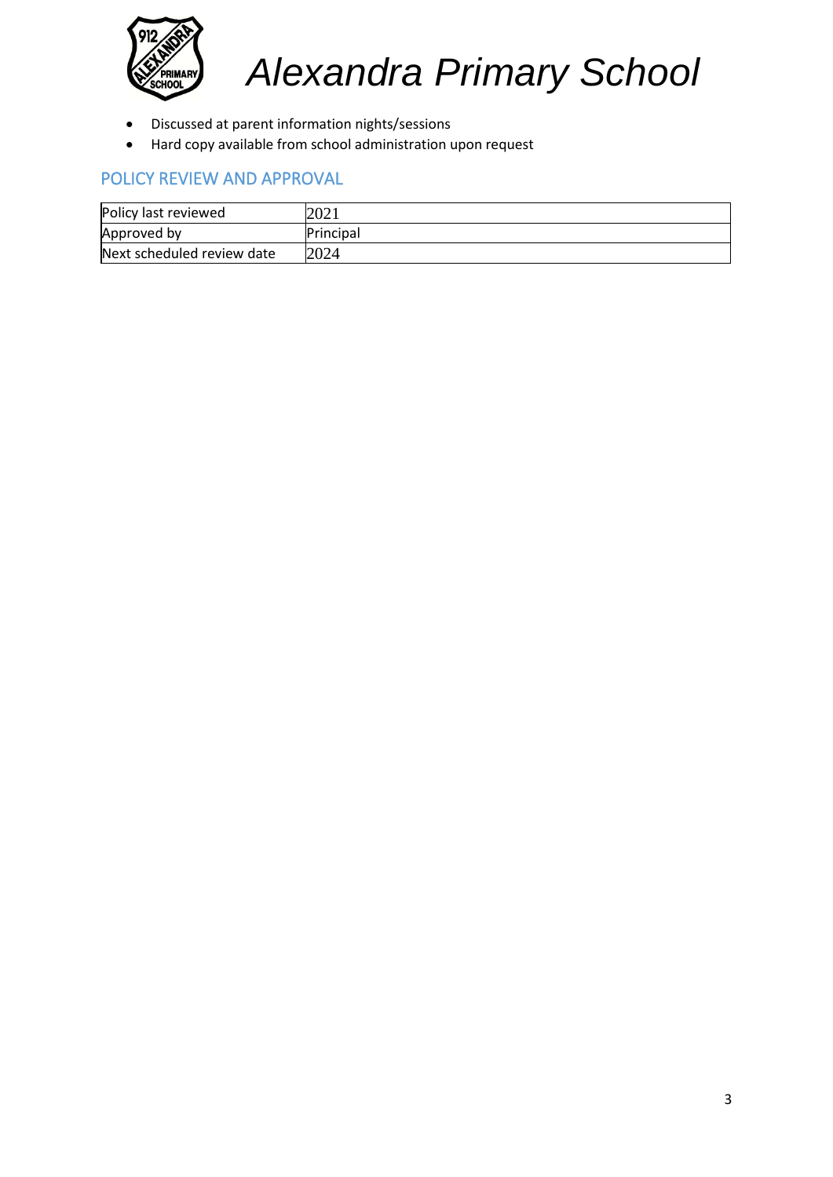- Discussed at parent information nights/sessions
- Hard copy available from school administration upon request

## POLICY REVIEW AND APPROVAL

| | |
|---|---|
| Policy last reviewed | 2021 |
| Approved by | Principal |
| Next scheduled review date | 2024 |